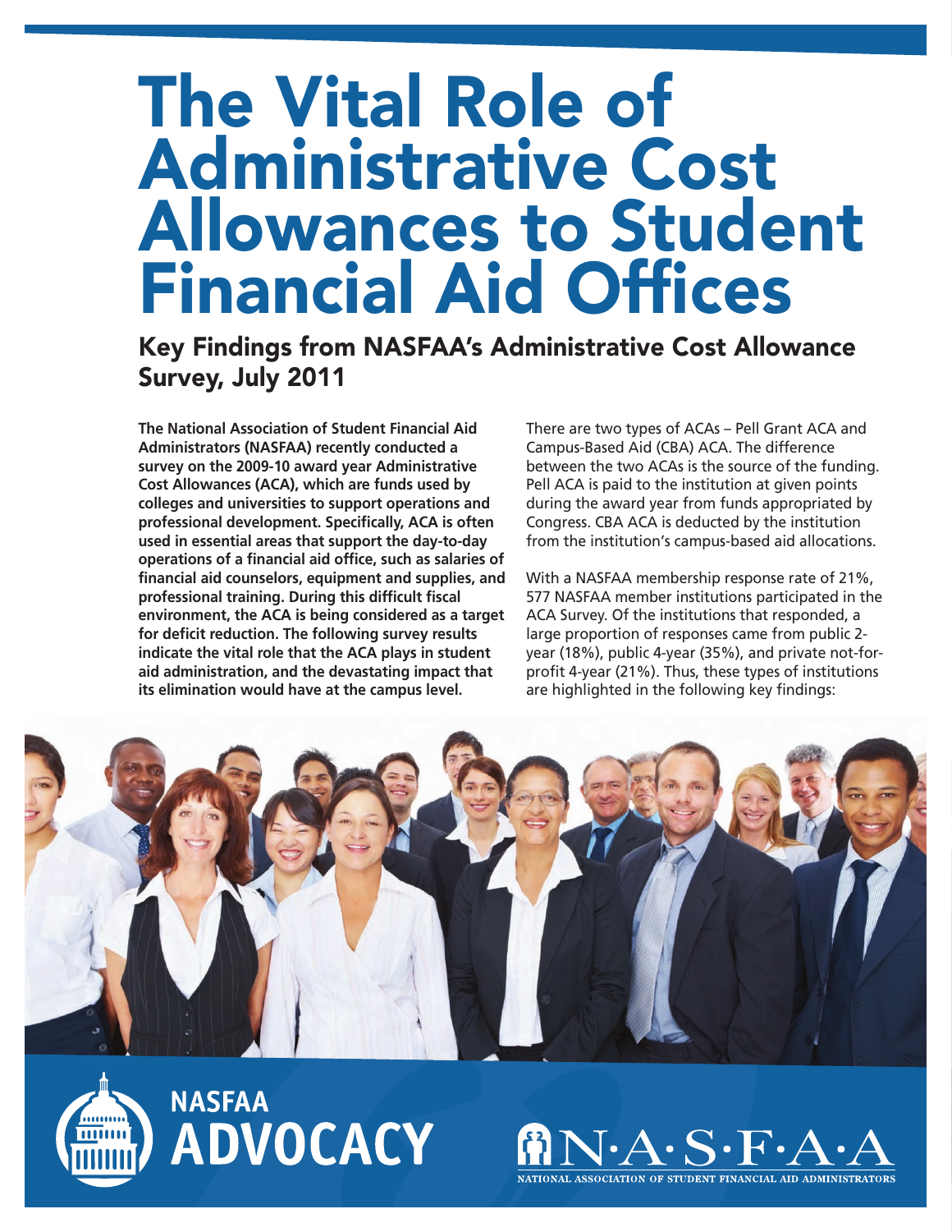# The Vital Role of Administrative Cost Allowances to Student Financial Aid Offices

## Key Findings from NASFAA's Administrative Cost Allowance Survey, July 2011

**The National Association of Student Financial Aid Administrators (NASFAA) recently conducted a survey on the 2009-10 award year Administrative Cost Allowances (ACA), which are funds used by colleges and universities to support operations and professional development. Specifically, ACA is often used in essential areas that support the day-to-day operations of a financial aid office, such as salaries of financial aid counselors, equipment and supplies, and professional training. During this difficult fiscal environment, the ACA is being considered as a target for deficit reduction. The following survey results indicate the vital role that the ACA plays in student aid administration, and the devastating impact that its elimination would have at the campus level.**

There are two types of ACAs – Pell Grant ACA and Campus-Based Aid (CBA) ACA. The difference between the two ACAs is the source of the funding. Pell ACA is paid to the institution at given points during the award year from funds appropriated by Congress. CBA ACA is deducted by the institution from the institution's campus-based aid allocations.

With a NASFAA membership response rate of 21%, 577 NASFAA member institutions participated in the ACA Survey. Of the institutions that responded, a large proportion of responses came from public 2-year (18%), public 4-year (35%), and private not-for-profit 4-year (21%). Thus, these types of institutions are highlighted in the following key findings:

NASFAA ADVOCACY

N·A·S·F·A·A
NATIONAL ASSOCIATION OF STUDENT FINANCIAL AID ADMINISTRATORS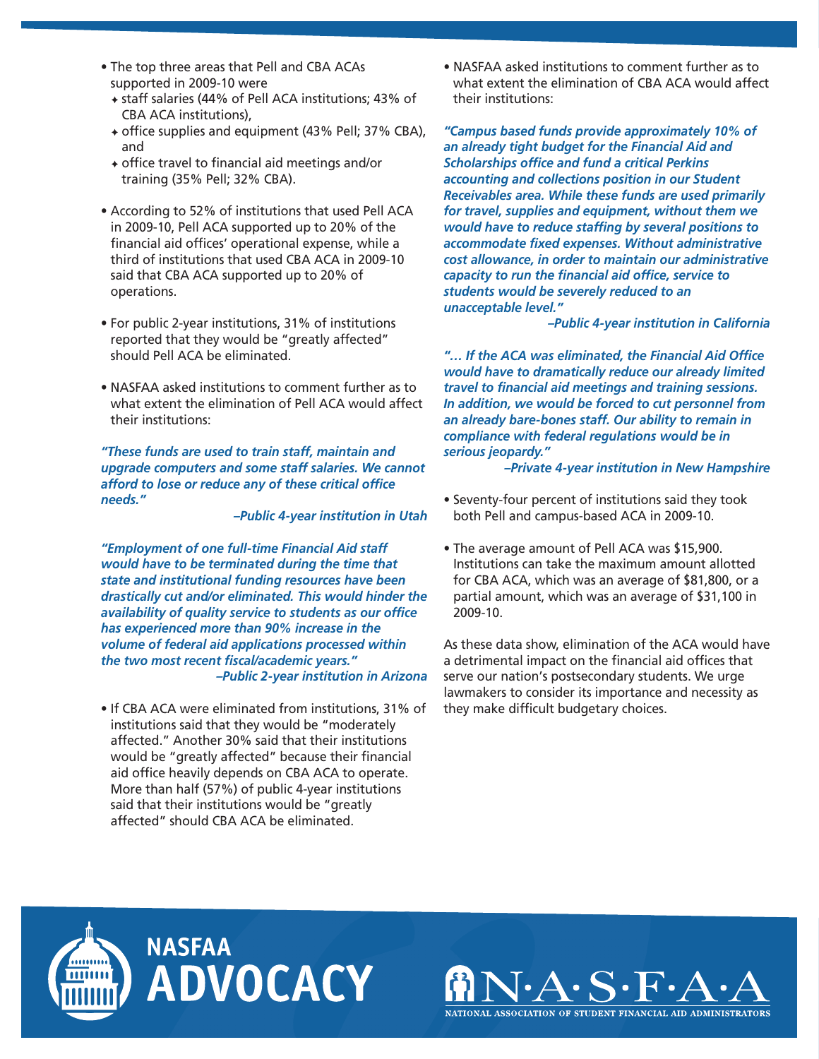- The top three areas that Pell and CBA ACAs supported in 2009-10 were
  - staff salaries (44% of Pell ACA institutions; 43% of CBA ACA institutions),
  - office supplies and equipment (43% Pell; 37% CBA), and
  - office travel to financial aid meetings and/or training (35% Pell; 32% CBA).

- According to 52% of institutions that used Pell ACA in 2009-10, Pell ACA supported up to 20% of the financial aid offices' operational expense, while a third of institutions that used CBA ACA in 2009-10 said that CBA ACA supported up to 20% of operations.

- For public 2-year institutions, 31% of institutions reported that they would be "greatly affected" should Pell ACA be eliminated.

- NASFAA asked institutions to comment further as to what extent the elimination of Pell ACA would affect their institutions:

***"These funds are used to train staff, maintain and upgrade computers and some staff salaries. We cannot afford to lose or reduce any of these critical office needs."***

***–Public 4-year institution in Utah***

***"Employment of one full-time Financial Aid staff would have to be terminated during the time that state and institutional funding resources have been drastically cut and/or eliminated. This would hinder the availability of quality service to students as our office has experienced more than 90% increase in the volume of federal aid applications processed within the two most recent fiscal/academic years."***

***–Public 2-year institution in Arizona***

- If CBA ACA were eliminated from institutions, 31% of institutions said that they would be "moderately affected." Another 30% said that their institutions would be "greatly affected" because their financial aid office heavily depends on CBA ACA to operate. More than half (57%) of public 4-year institutions said that their institutions would be "greatly affected" should CBA ACA be eliminated.

- NASFAA asked institutions to comment further as to what extent the elimination of CBA ACA would affect their institutions:

***"Campus based funds provide approximately 10% of an already tight budget for the Financial Aid and Scholarships office and fund a critical Perkins accounting and collections position in our Student Receivables area. While these funds are used primarily for travel, supplies and equipment, without them we would have to reduce staffing by several positions to accommodate fixed expenses. Without administrative cost allowance, in order to maintain our administrative capacity to run the financial aid office, service to students would be severely reduced to an unacceptable level."***

***–Public 4-year institution in California***

***"… If the ACA was eliminated, the Financial Aid Office would have to dramatically reduce our already limited travel to financial aid meetings and training sessions. In addition, we would be forced to cut personnel from an already bare-bones staff. Our ability to remain in compliance with federal regulations would be in serious jeopardy."***

***–Private 4-year institution in New Hampshire***

- Seventy-four percent of institutions said they took both Pell and campus-based ACA in 2009-10.

- The average amount of Pell ACA was $15,900. Institutions can take the maximum amount allotted for CBA ACA, which was an average of $81,800, or a partial amount, which was an average of $31,100 in 2009-10.

As these data show, elimination of the ACA would have a detrimental impact on the financial aid offices that serve our nation's postsecondary students. We urge lawmakers to consider its importance and necessity as they make difficult budgetary choices.

NASFAA ADVOCACY

N·A·S·F·A·A

NATIONAL ASSOCIATION OF STUDENT FINANCIAL AID ADMINISTRATORS